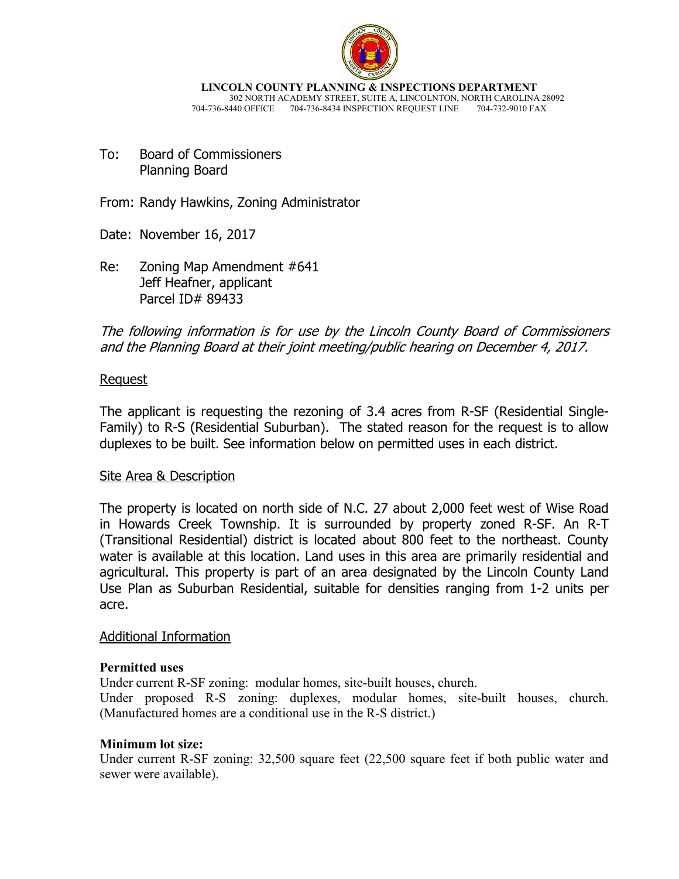**LINCOLN COUNTY PLANNING & INSPECTIONS DEPARTMENT**
302 NORTH ACADEMY STREET, SUITE A, LINCOLNTON, NORTH CAROLINA 28092
704-736-8440 OFFICE 704-736-8434 INSPECTION REQUEST LINE 704-732-9010 FAX

To: Board of Commissioners
Planning Board

From: Randy Hawkins, Zoning Administrator

Date: November 16, 2017

Re: Zoning Map Amendment #641
Jeff Heafner, applicant
Parcel ID# 89433

*The following information is for use by the Lincoln County Board of Commissioners and the Planning Board at their joint meeting/public hearing on December 4, 2017.*

## Request

The applicant is requesting the rezoning of 3.4 acres from R-SF (Residential Single-Family) to R-S (Residential Suburban). The stated reason for the request is to allow duplexes to be built. See information below on permitted uses in each district.

## Site Area & Description

The property is located on north side of N.C. 27 about 2,000 feet west of Wise Road in Howards Creek Township. It is surrounded by property zoned R-SF. An R-T (Transitional Residential) district is located about 800 feet to the northeast. County water is available at this location. Land uses in this area are primarily residential and agricultural. This property is part of an area designated by the Lincoln County Land Use Plan as Suburban Residential, suitable for densities ranging from 1-2 units per acre.

## Additional Information

**Permitted uses**

Under current R-SF zoning: modular homes, site-built houses, church.

Under proposed R-S zoning: duplexes, modular homes, site-built houses, church. (Manufactured homes are a conditional use in the R-S district.)

**Minimum lot size:**

Under current R-SF zoning: 32,500 square feet (22,500 square feet if both public water and sewer were available).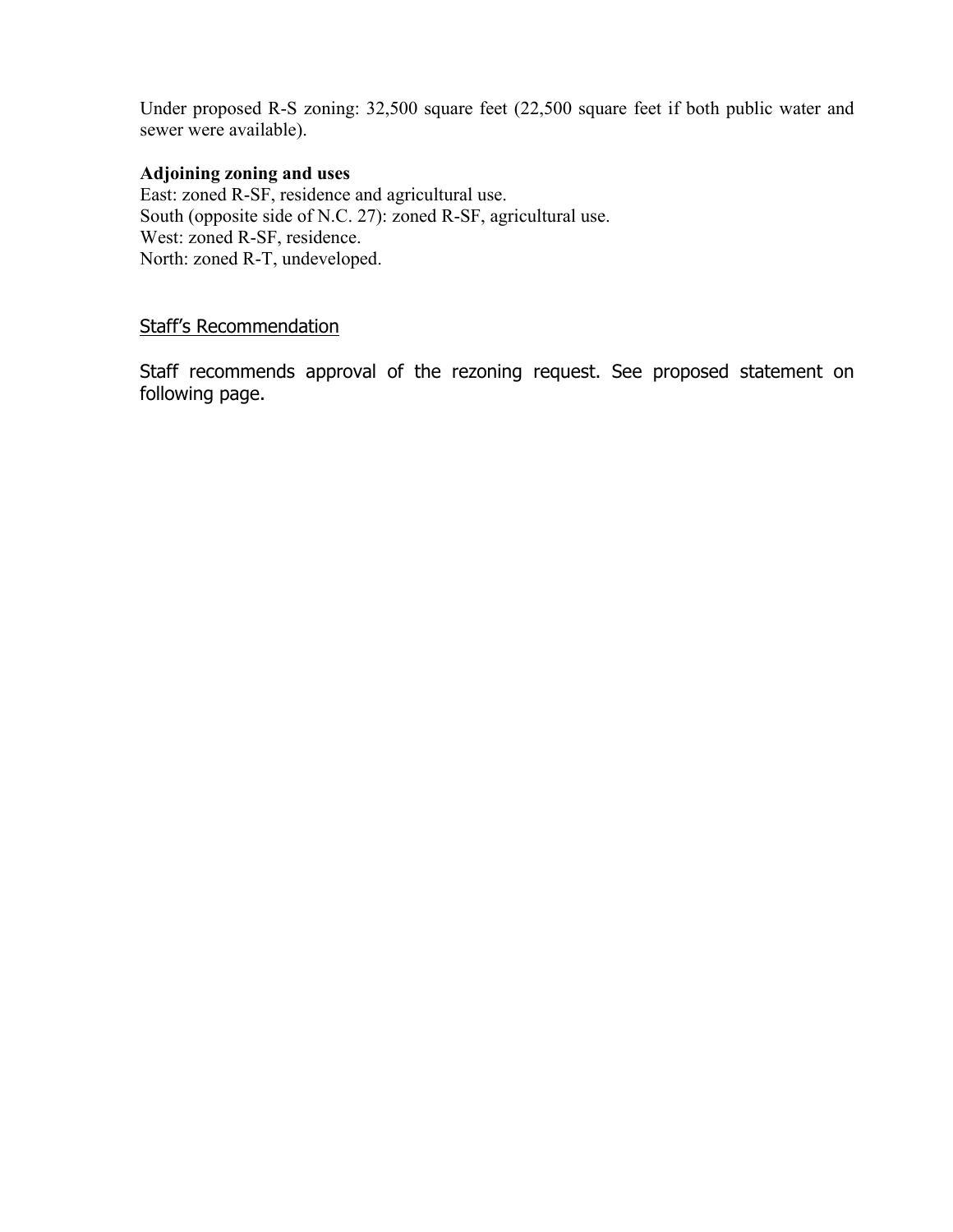Under proposed R-S zoning: 32,500 square feet (22,500 square feet if both public water and sewer were available).

**Adjoining zoning and uses**

East: zoned R-SF, residence and agricultural use.
South (opposite side of N.C. 27): zoned R-SF, agricultural use.
West: zoned R-SF, residence.
North: zoned R-T, undeveloped.

## Staff's Recommendation

Staff recommends approval of the rezoning request. See proposed statement on following page.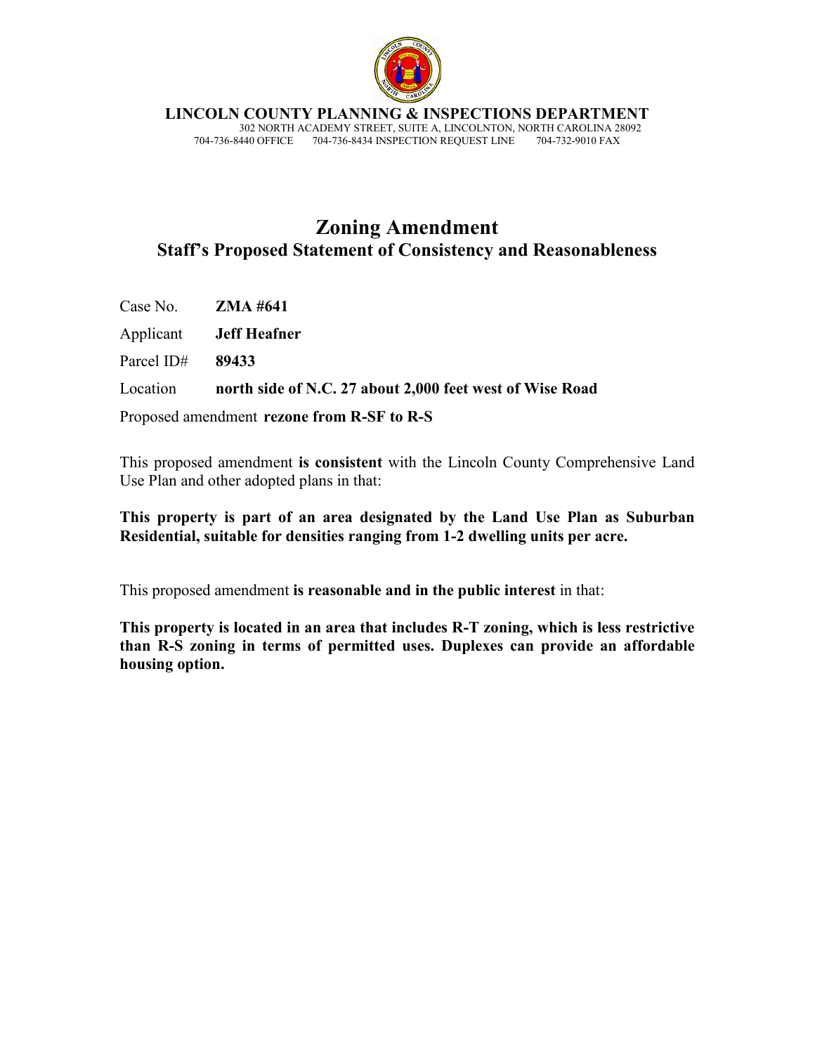**LINCOLN COUNTY PLANNING & INSPECTIONS DEPARTMENT**
302 NORTH ACADEMY STREET, SUITE A, LINCOLNTON, NORTH CAROLINA 28092
704-736-8440 OFFICE 704-736-8434 INSPECTION REQUEST LINE 704-732-9010 FAX

# Zoning Amendment
## Staff's Proposed Statement of Consistency and Reasonableness

Case No. **ZMA #641**

Applicant **Jeff Heafner**

Parcel ID# **89433**

Location **north side of N.C. 27 about 2,000 feet west of Wise Road**

Proposed amendment **rezone from R-SF to R-S**

This proposed amendment **is consistent** with the Lincoln County Comprehensive Land Use Plan and other adopted plans in that:

**This property is part of an area designated by the Land Use Plan as Suburban Residential, suitable for densities ranging from 1-2 dwelling units per acre.**

This proposed amendment **is reasonable and in the public interest** in that:

**This property is located in an area that includes R-T zoning, which is less restrictive than R-S zoning in terms of permitted uses. Duplexes can provide an affordable housing option.**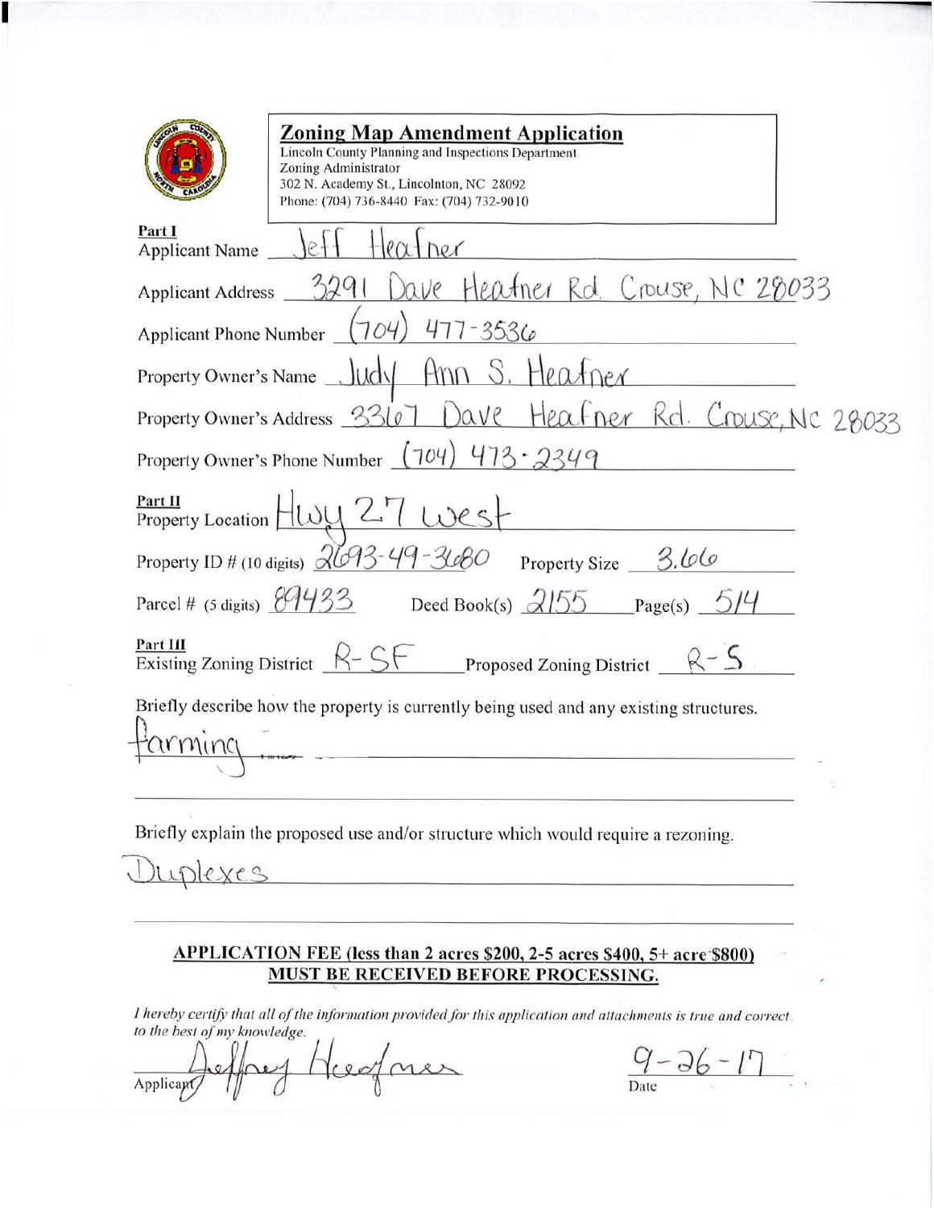## Zoning Map Amendment Application

Lincoln County Planning and Inspections Department
Zoning Administrator
302 N. Academy St., Lincolnton, NC 28092
Phone: (704) 736-8440 Fax: (704) 732-9010

**Part I**

Applicant Name: Jeff Heafner

Applicant Address: 3291 Dave Heafner Rd. Crouse, NC 28033

Applicant Phone Number: (704) 477-3536

Property Owner's Name: Judy Ann S. Heafner

Property Owner's Address: 3367 Dave Heafner Rd. Crouse, NC 28033

Property Owner's Phone Number: (704) 473-2349

**Part II**

Property Location: Hwy 27 West

Property ID # (10 digits): 2693-49-3680 Property Size: 3.66

Parcel # (5 digits): 89433 Deed Book(s): 2155 Page(s): 514

**Part III**

Existing Zoning District: R-SF Proposed Zoning District: R-S

Briefly describe how the property is currently being used and any existing structures.

Farming

Briefly explain the proposed use and/or structure which would require a rezoning.

Duplexes

**APPLICATION FEE (less than 2 acres $200, 2-5 acres $400, 5+ acre $800)**
**MUST BE RECEIVED BEFORE PROCESSING.**

*I hereby certify that all of the information provided for this application and attachments is true and correct to the best of my knowledge.*

Applicant: Jeffrey Heafner Date: 9-26-17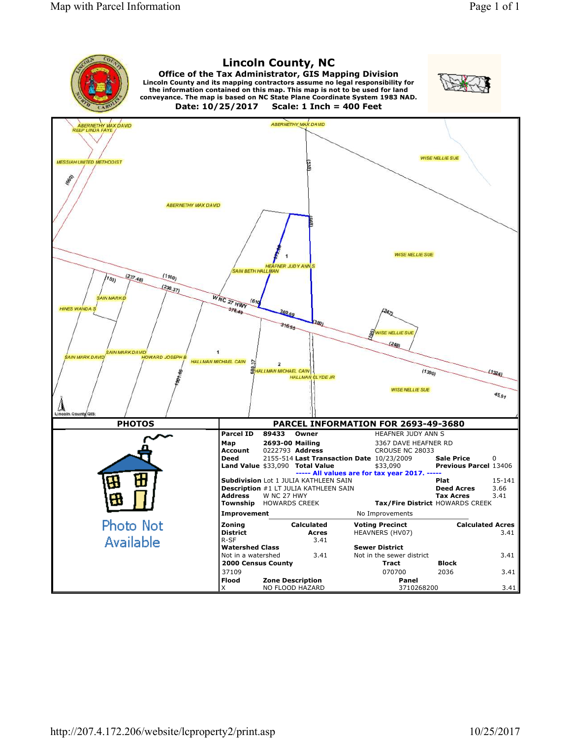# Lincoln County, NC

**Office of the Tax Administrator, GIS Mapping Division**

**Lincoln County and its mapping contractors assume no legal responsibility for the information contained on this map. This map is not to be used for land conveyance. The map is based on NC State Plane Coordinate System 1983 NAD.**

**Date: 10/25/2017 Scale: 1 Inch = 400 Feet**

ABERNETHY MAX DAVID
REEP LINDA FAYE
ABERNETHY MAX DAVID
MESSIAH UNITED METHODIST
WISE NELLIE SUE
ABERNETHY MAX DAVID
WISE NELLIE SUE
HEAFNER JUDY ANN S
SAIN BETH HALLMAN
SAIN MARK D
HINES WANDA S
W NC 27 HWY
WISE NELLIE SUE
SAIN MARK DAVID
SAIN MARK DAVID
HOWARD JOSEPH B
HALLMAN MICHAEL CAIN
HALLMAN MICHAEL CAIN
HALLMAN CLYDE JR
WISE NELLIE SUE

Lincoln County GIS

## PHOTOS

Photo Not Available

## PARCEL INFORMATION FOR 2693-49-3680

| | | | | | |
|---|---|---|---|---|---|
| **Parcel ID** | 89433 | **Owner** | HEAFNER JUDY ANN S | | |
| **Map** | 2693-00 | **Mailing** | 3367 DAVE HEAFNER RD | | |
| **Account** | 0222793 | **Address** | CROUSE NC 28033 | | |
| **Deed** | 2155-514 | **Last Transaction Date** | 10/23/2009 | **Sale Price** | 0 |
| **Land Value** | $33,090 | **Total Value** | $33,090 | **Previous Parcel** | 13406 |

----- All values are for tax year 2017. -----

| | | | |
|---|---|---|---|
| **Subdivision** | Lot 1 JULIA KATHLEEN SAIN | **Plat** | 15-141 |
| **Description** | #1 LT JULIA KATHLEEN SAIN | **Deed Acres** | 3.66 |
| **Address** | W NC 27 HWY | **Tax Acres** | 3.41 |
| **Township** | HOWARDS CREEK | **Tax/Fire District** | HOWARDS CREEK |

**Improvement** No Improvements

| **Zoning District** | **Calculated Acres** | **Voting Precinct** | **Calculated Acres** |
|---|---|---|---|
| R-SF | 3.41 | HEAVNERS (HV07) | 3.41 |
| **Watershed Class** | | **Sewer District** | |
| Not in a watershed | 3.41 | Not in the sewer district | 3.41 |

| **2000 Census County** | **Tract** | **Block** | |
|---|---|---|---|
| 37109 | 070700 | 2036 | 3.41 |

| **Flood** | **Zone Description** | **Panel** | |
|---|---|---|---|
| X | NO FLOOD HAZARD | 3710268200 | 3.41 |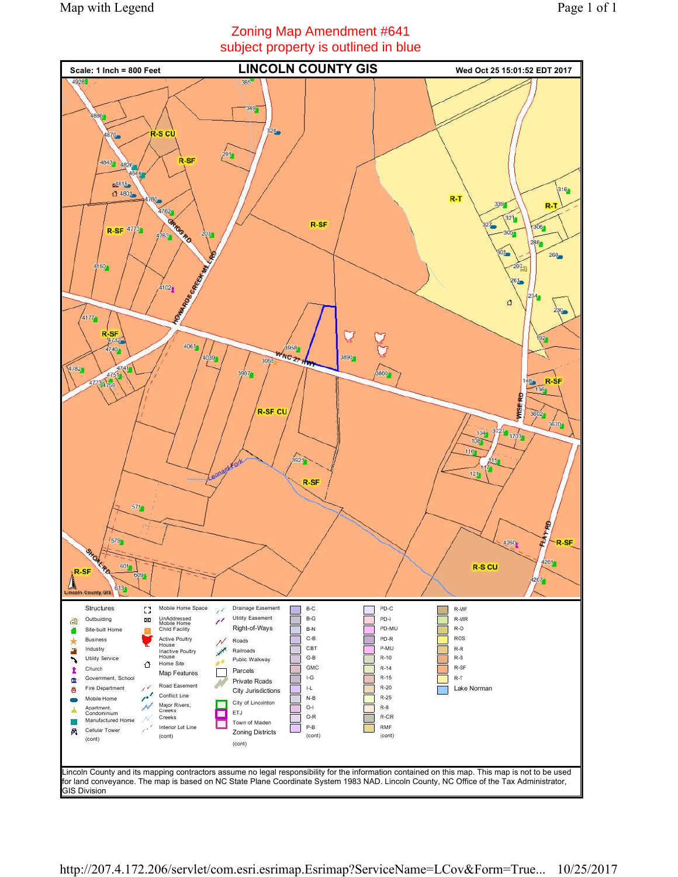# Zoning Map Amendment #641
subject property is outlined in blue

Scale: 1 Inch = 800 Feet

## LINCOLN COUNTY GIS

Wed Oct 25 15:01:52 EDT 2017

Lincoln County and its mapping contractors assume no legal responsibility for the information contained on this map. This map is not to be used for land conveyance. The map is based on NC State Plane Coordinate System 1983 NAD. Lincoln County, NC Office of the Tax Administrator, GIS Division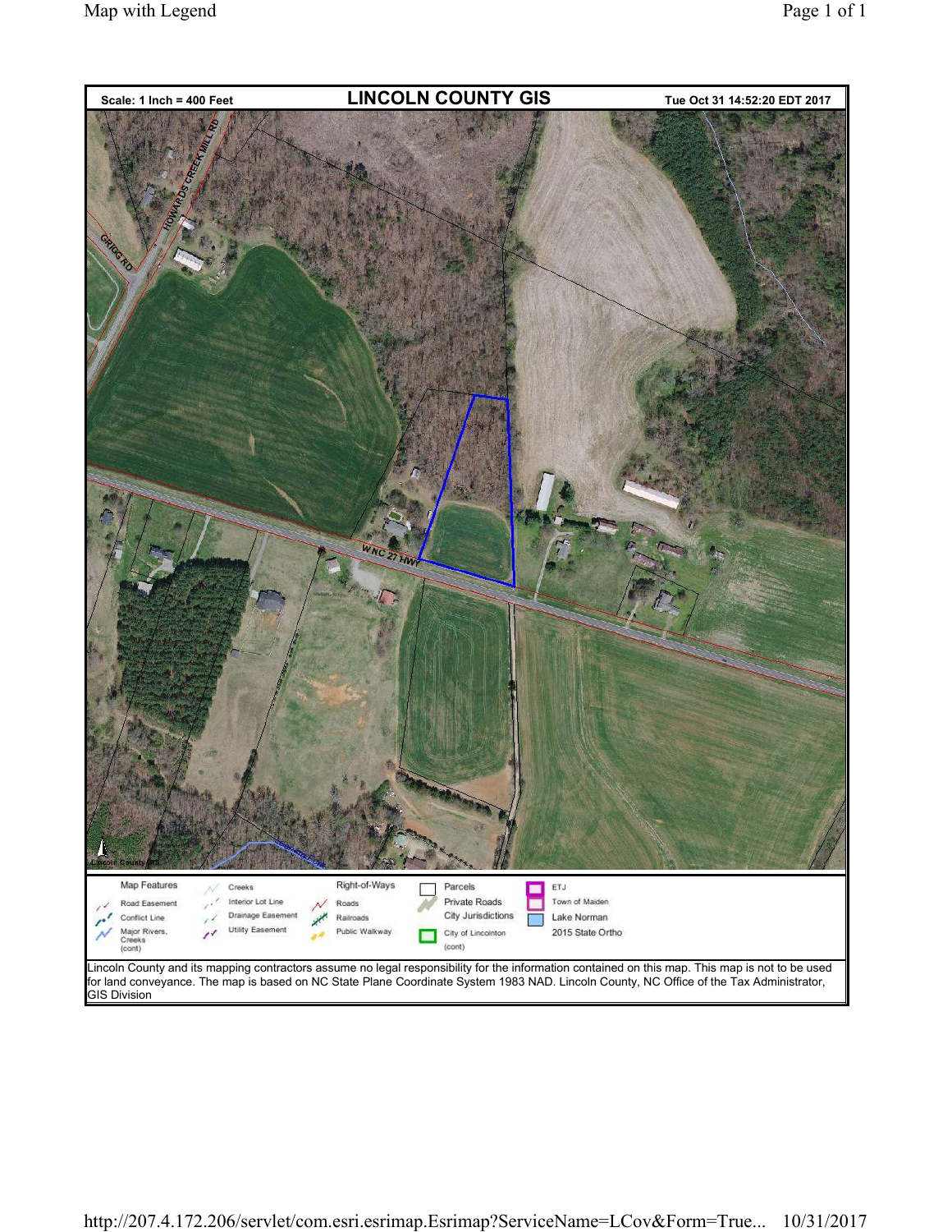Scale: 1 Inch = 400 Feet

# LINCOLN COUNTY GIS

Tue Oct 31 14:52:20 EDT 2017

HOWARDS CREEK MILL RD

GRIGG RD

W NC 27 HWY

Lincoln County GIS

Map Features
Road Easement
Conflict Line
Major Rivers, Creeks (cont)

Creeks
Interior Lot Line
Drainage Easement
Utility Easement

Right-of-Ways
Roads
Railroads
Public Walkway

Parcels
Private Roads
City Jurisdictions
City of Lincolnton (cont)

ETJ
Town of Maiden
Lake Norman
2015 State Ortho

Lincoln County and its mapping contractors assume no legal responsibility for the information contained on this map. This map is not to be used for land conveyance. The map is based on NC State Plane Coordinate System 1983 NAD. Lincoln County, NC Office of the Tax Administrator, GIS Division